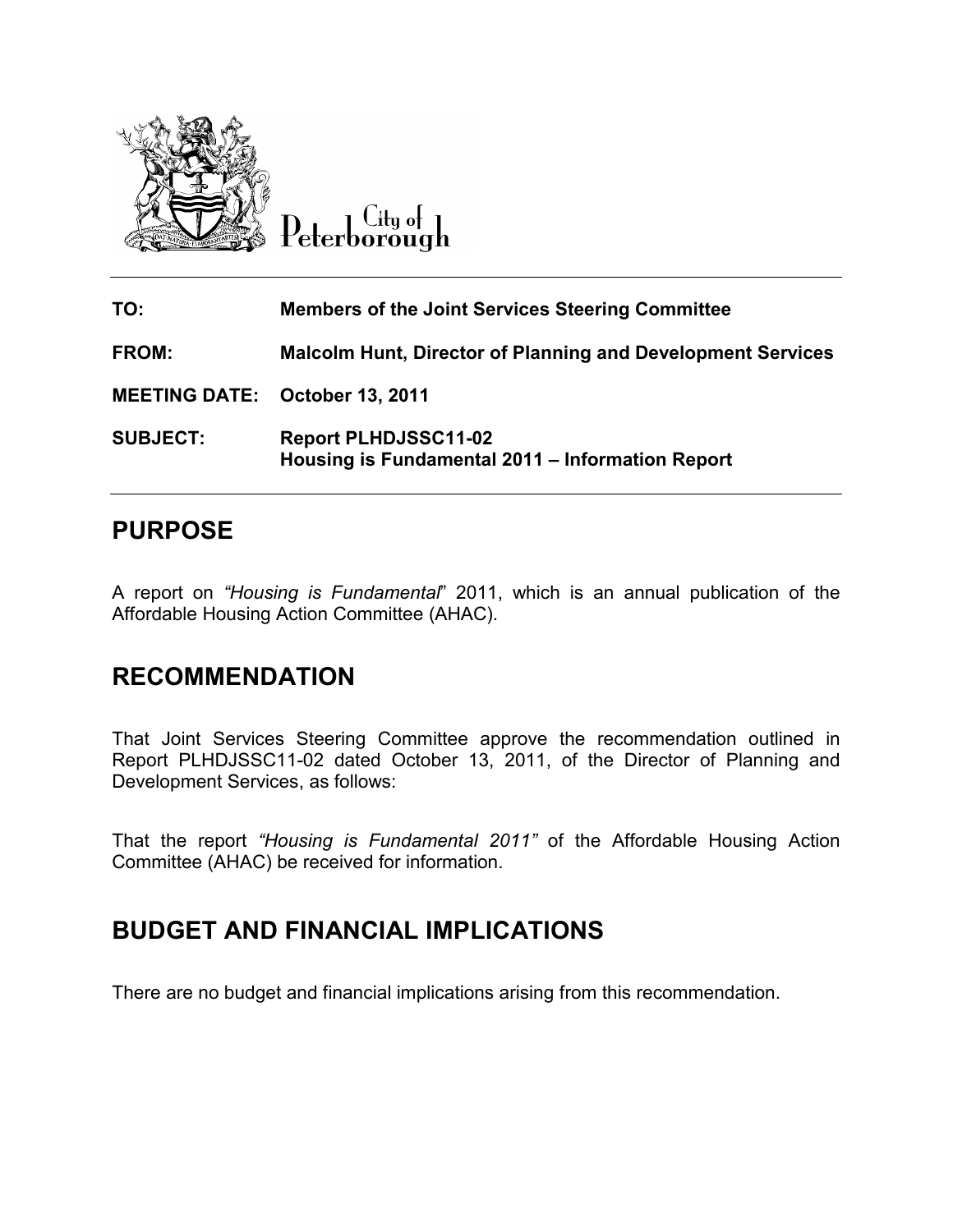City of Peterborough

| | |
|---|---|
| **TO:** | **Members of the Joint Services Steering Committee** |
| **FROM:** | **Malcolm Hunt, Director of Planning and Development Services** |
| **MEETING DATE:** | **October 13, 2011** |
| **SUBJECT:** | **Report PLHDJSSC11-02**<br>**Housing is Fundamental 2011 – Information Report** |

## PURPOSE

A report on *"Housing is Fundamental*" 2011, which is an annual publication of the Affordable Housing Action Committee (AHAC).

## RECOMMENDATION

That Joint Services Steering Committee approve the recommendation outlined in Report PLHDJSSC11-02 dated October 13, 2011, of the Director of Planning and Development Services, as follows:

That the report *"Housing is Fundamental 2011"* of the Affordable Housing Action Committee (AHAC) be received for information.

## BUDGET AND FINANCIAL IMPLICATIONS

There are no budget and financial implications arising from this recommendation.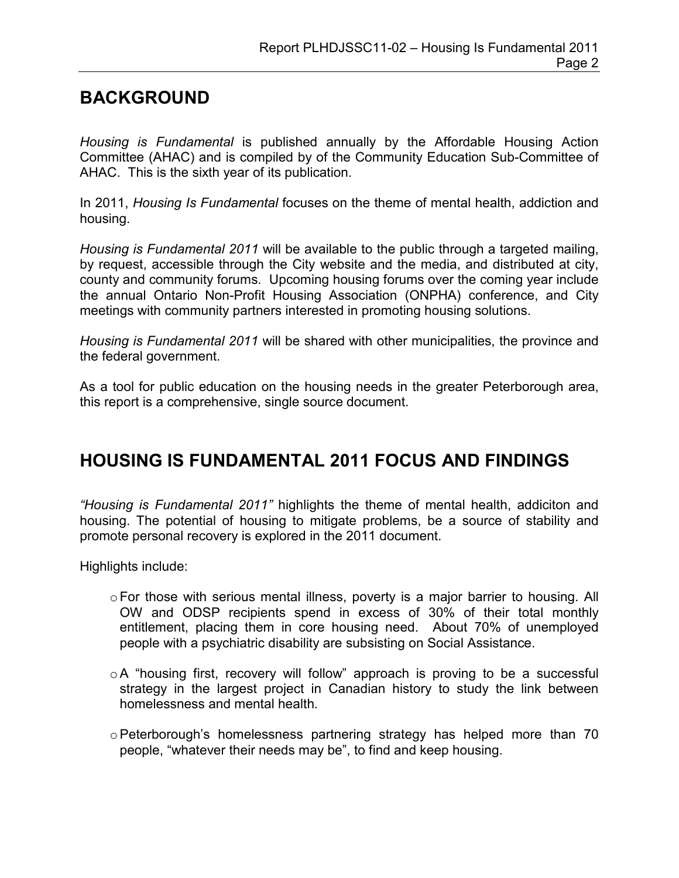## BACKGROUND

*Housing is Fundamental* is published annually by the Affordable Housing Action Committee (AHAC) and is compiled by of the Community Education Sub-Committee of AHAC. This is the sixth year of its publication.

In 2011, *Housing Is Fundamental* focuses on the theme of mental health, addiction and housing.

*Housing is Fundamental 2011* will be available to the public through a targeted mailing, by request, accessible through the City website and the media, and distributed at city, county and community forums. Upcoming housing forums over the coming year include the annual Ontario Non-Profit Housing Association (ONPHA) conference, and City meetings with community partners interested in promoting housing solutions.

*Housing is Fundamental 2011* will be shared with other municipalities, the province and the federal government.

As a tool for public education on the housing needs in the greater Peterborough area, this report is a comprehensive, single source document.

## HOUSING IS FUNDAMENTAL 2011 FOCUS AND FINDINGS

*"Housing is Fundamental 2011"* highlights the theme of mental health, addiciton and housing. The potential of housing to mitigate problems, be a source of stability and promote personal recovery is explored in the 2011 document.

Highlights include:

- For those with serious mental illness, poverty is a major barrier to housing. All OW and ODSP recipients spend in excess of 30% of their total monthly entitlement, placing them in core housing need. About 70% of unemployed people with a psychiatric disability are subsisting on Social Assistance.
- A "housing first, recovery will follow" approach is proving to be a successful strategy in the largest project in Canadian history to study the link between homelessness and mental health.
- Peterborough's homelessness partnering strategy has helped more than 70 people, "whatever their needs may be", to find and keep housing.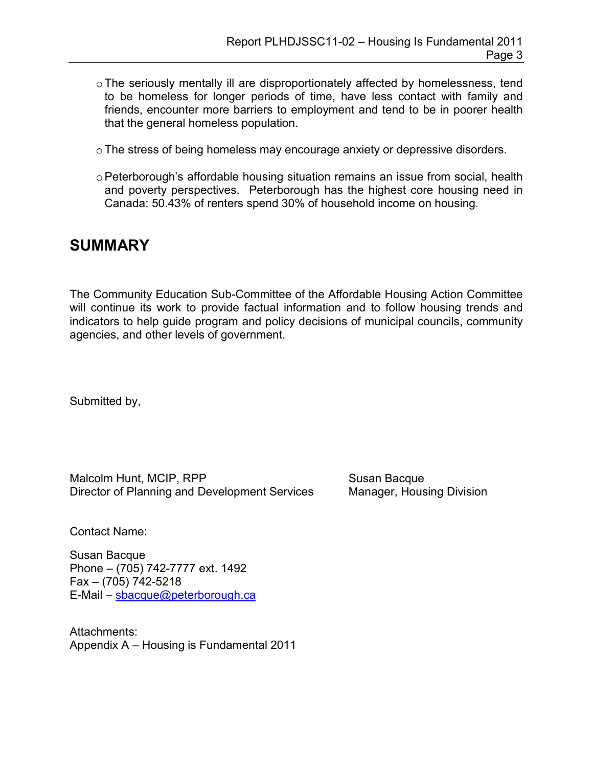- The seriously mentally ill are disproportionately affected by homelessness, tend to be homeless for longer periods of time, have less contact with family and friends, encounter more barriers to employment and tend to be in poorer health that the general homeless population.

- The stress of being homeless may encourage anxiety or depressive disorders.

- Peterborough's affordable housing situation remains an issue from social, health and poverty perspectives. Peterborough has the highest core housing need in Canada: 50.43% of renters spend 30% of household income on housing.

## SUMMARY

The Community Education Sub-Committee of the Affordable Housing Action Committee will continue its work to provide factual information and to follow housing trends and indicators to help guide program and policy decisions of municipal councils, community agencies, and other levels of government.

Submitted by,

Malcolm Hunt, MCIP, RPP
Director of Planning and Development Services

Susan Bacque
Manager, Housing Division

Contact Name:

Susan Bacque
Phone – (705) 742-7777 ext. 1492
Fax – (705) 742-5218
E-Mail – sbacque@peterborough.ca

Attachments:
Appendix A – Housing is Fundamental 2011